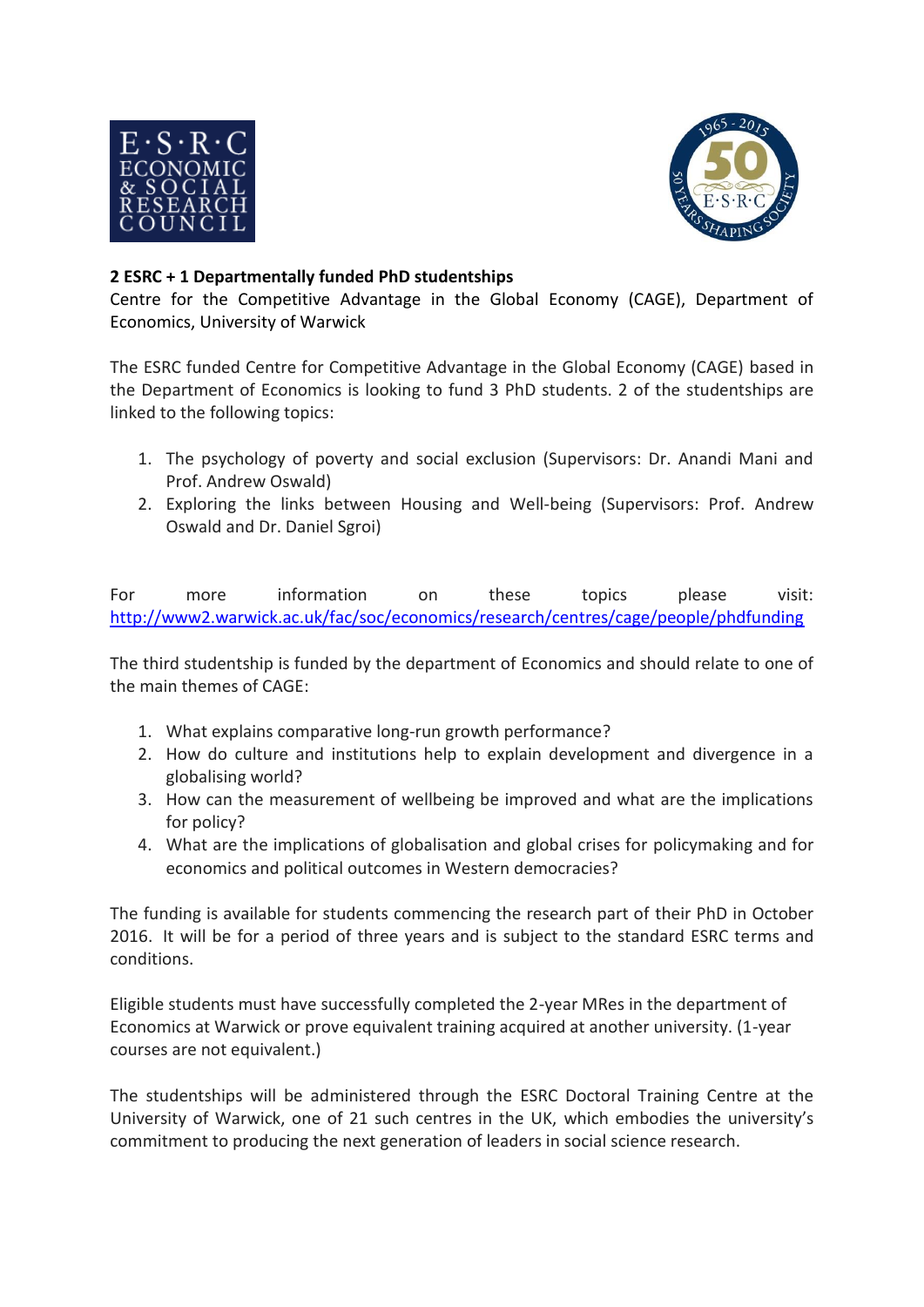**2 ESRC + 1 Departmentally funded PhD studentships**

Centre for the Competitive Advantage in the Global Economy (CAGE), Department of Economics, University of Warwick

The ESRC funded Centre for Competitive Advantage in the Global Economy (CAGE) based in the Department of Economics is looking to fund 3 PhD students. 2 of the studentships are linked to the following topics:

1. The psychology of poverty and social exclusion (Supervisors: Dr. Anandi Mani and Prof. Andrew Oswald)
2. Exploring the links between Housing and Well-being (Supervisors: Prof. Andrew Oswald and Dr. Daniel Sgroi)

For more information on these topics please visit: http://www2.warwick.ac.uk/fac/soc/economics/research/centres/cage/people/phdfunding

The third studentship is funded by the department of Economics and should relate to one of the main themes of CAGE:

1. What explains comparative long-run growth performance?
2. How do culture and institutions help to explain development and divergence in a globalising world?
3. How can the measurement of wellbeing be improved and what are the implications for policy?
4. What are the implications of globalisation and global crises for policymaking and for economics and political outcomes in Western democracies?

The funding is available for students commencing the research part of their PhD in October 2016. It will be for a period of three years and is subject to the standard ESRC terms and conditions.

Eligible students must have successfully completed the 2-year MRes in the department of Economics at Warwick or prove equivalent training acquired at another university. (1-year courses are not equivalent.)

The studentships will be administered through the ESRC Doctoral Training Centre at the University of Warwick, one of 21 such centres in the UK, which embodies the university's commitment to producing the next generation of leaders in social science research.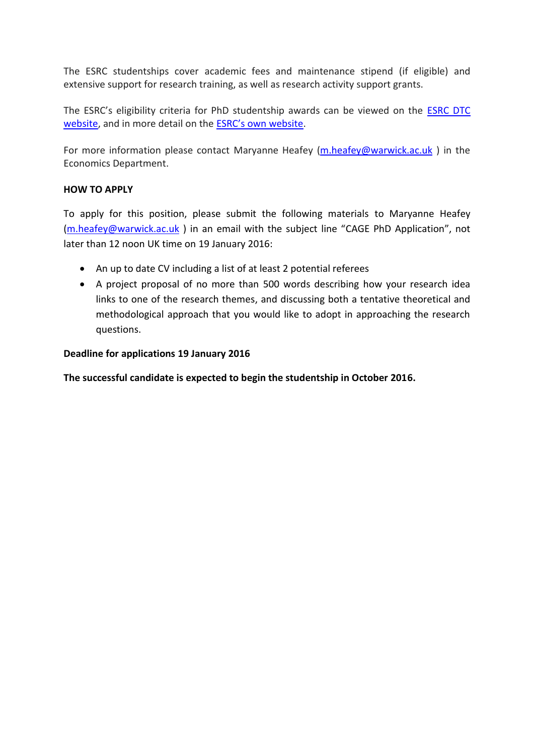The ESRC studentships cover academic fees and maintenance stipend (if eligible) and extensive support for research training, as well as research activity support grants.

The ESRC's eligibility criteria for PhD studentship awards can be viewed on the ESRC DTC website, and in more detail on the ESRC's own website.

For more information please contact Maryanne Heafey (m.heafey@warwick.ac.uk ) in the Economics Department.

**HOW TO APPLY**

To apply for this position, please submit the following materials to Maryanne Heafey (m.heafey@warwick.ac.uk ) in an email with the subject line "CAGE PhD Application", not later than 12 noon UK time on 19 January 2016:

- An up to date CV including a list of at least 2 potential referees
- A project proposal of no more than 500 words describing how your research idea links to one of the research themes, and discussing both a tentative theoretical and methodological approach that you would like to adopt in approaching the research questions.

**Deadline for applications 19 January 2016**

**The successful candidate is expected to begin the studentship in October 2016.**